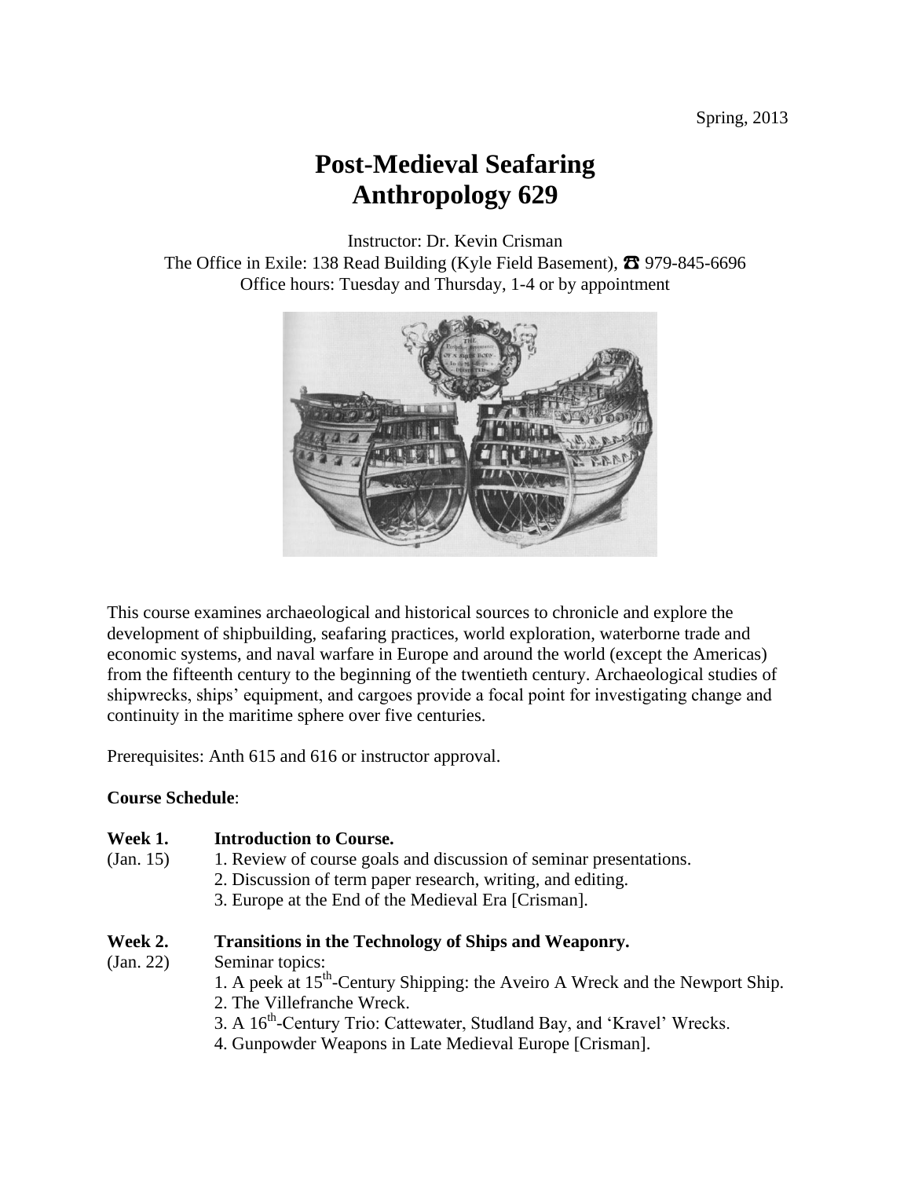Spring, 2013

# Post-Medieval Seafaring
# Anthropology 629

Instructor: Dr. Kevin Crisman
The Office in Exile: 138 Read Building (Kyle Field Basement), ☎ 979-845-6696
Office hours: Tuesday and Thursday, 1-4 or by appointment

This course examines archaeological and historical sources to chronicle and explore the development of shipbuilding, seafaring practices, world exploration, waterborne trade and economic systems, and naval warfare in Europe and around the world (except the Americas) from the fifteenth century to the beginning of the twentieth century. Archaeological studies of shipwrecks, ships' equipment, and cargoes provide a focal point for investigating change and continuity in the maritime sphere over five centuries.

Prerequisites: Anth 615 and 616 or instructor approval.

**Course Schedule**:

**Week 1. Introduction to Course.**
(Jan. 15)
1. Review of course goals and discussion of seminar presentations.
2. Discussion of term paper research, writing, and editing.
3. Europe at the End of the Medieval Era [Crisman].

**Week 2. Transitions in the Technology of Ships and Weaponry.**
(Jan. 22)
Seminar topics:
1. A peek at 15th-Century Shipping: the Aveiro A Wreck and the Newport Ship.
2. The Villefranche Wreck.
3. A 16th-Century Trio: Cattewater, Studland Bay, and 'Kravel' Wrecks.
4. Gunpowder Weapons in Late Medieval Europe [Crisman].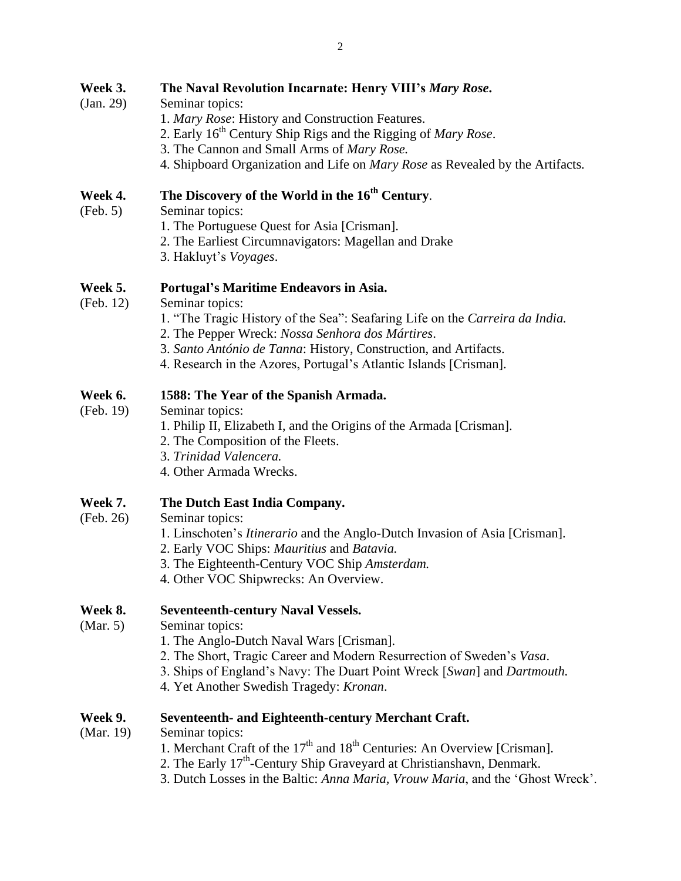**Week 3.** **The Naval Revolution Incarnate: Henry VIII's *Mary Rose*.**
(Jan. 29) Seminar topics:

1. *Mary Rose*: History and Construction Features.
2. Early 16th Century Ship Rigs and the Rigging of *Mary Rose*.
3. The Cannon and Small Arms of *Mary Rose.*
4. Shipboard Organization and Life on *Mary Rose* as Revealed by the Artifacts.

**Week 4.** **The Discovery of the World in the 16th Century**.
(Feb. 5) Seminar topics:

1. The Portuguese Quest for Asia [Crisman].
2. The Earliest Circumnavigators: Magellan and Drake
3. Hakluyt's *Voyages*.

**Week 5.** **Portugal's Maritime Endeavors in Asia.**
(Feb. 12) Seminar topics:

1. "The Tragic History of the Sea": Seafaring Life on the *Carreira da India.*
2. The Pepper Wreck: *Nossa Senhora dos Mártires*.
3. *Santo António de Tanna*: History, Construction, and Artifacts.
4. Research in the Azores, Portugal's Atlantic Islands [Crisman].

**Week 6.** **1588: The Year of the Spanish Armada.**
(Feb. 19) Seminar topics:

1. Philip II, Elizabeth I, and the Origins of the Armada [Crisman].
2. The Composition of the Fleets.
3. *Trinidad Valencera.*
4. Other Armada Wrecks.

**Week 7.** **The Dutch East India Company.**
(Feb. 26) Seminar topics:

1. Linschoten's *Itinerario* and the Anglo-Dutch Invasion of Asia [Crisman].
2. Early VOC Ships: *Mauritius* and *Batavia.*
3. The Eighteenth-Century VOC Ship *Amsterdam.*
4. Other VOC Shipwrecks: An Overview.

**Week 8.** **Seventeenth-century Naval Vessels.**
(Mar. 5) Seminar topics:

1. The Anglo-Dutch Naval Wars [Crisman].
2. The Short, Tragic Career and Modern Resurrection of Sweden's *Vasa*.
3. Ships of England's Navy: The Duart Point Wreck [*Swan*] and *Dartmouth.*
4. Yet Another Swedish Tragedy: *Kronan*.

**Week 9.** **Seventeenth- and Eighteenth-century Merchant Craft.**
(Mar. 19) Seminar topics:

1. Merchant Craft of the 17th and 18th Centuries: An Overview [Crisman].
2. The Early 17th-Century Ship Graveyard at Christianshavn, Denmark.
3. Dutch Losses in the Baltic: *Anna Maria, Vrouw Maria*, and the 'Ghost Wreck'.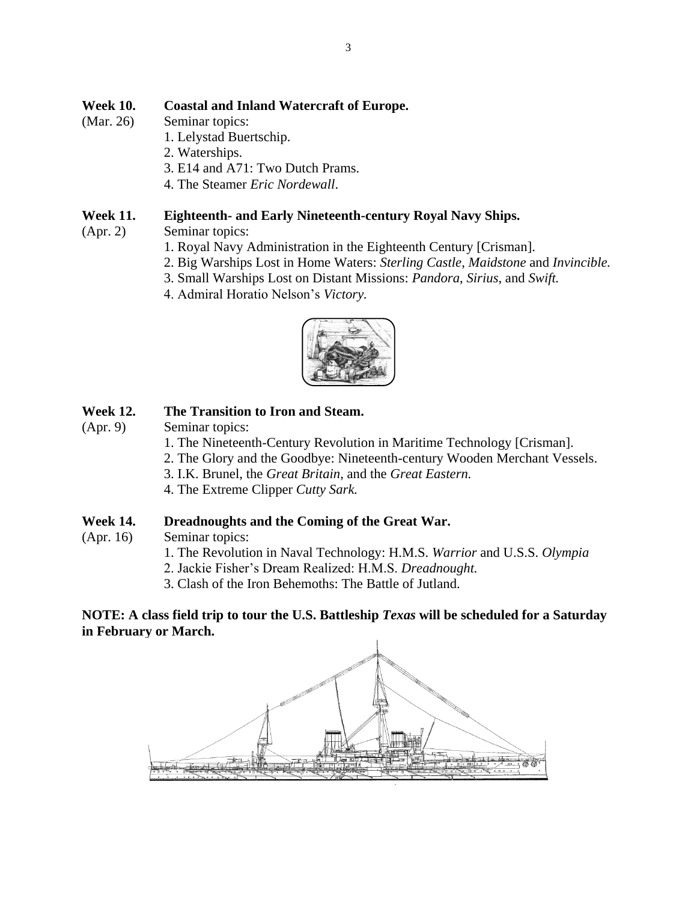**Week 10.** **Coastal and Inland Watercraft of Europe.**
(Mar. 26) Seminar topics:

1. Lelystad Buertschip.
2. Waterships.
3. E14 and A71: Two Dutch Prams.
4. The Steamer *Eric Nordewall*.

**Week 11.** **Eighteenth- and Early Nineteenth-century Royal Navy Ships.**
(Apr. 2) Seminar topics:

1. Royal Navy Administration in the Eighteenth Century [Crisman].
2. Big Warships Lost in Home Waters: *Sterling Castle*, *Maidstone* and *Invincible.*
3. Small Warships Lost on Distant Missions: *Pandora*, *Sirius*, and *Swift.*
4. Admiral Horatio Nelson's *Victory.*

**Week 12.** **The Transition to Iron and Steam.**
(Apr. 9) Seminar topics:

1. The Nineteenth-Century Revolution in Maritime Technology [Crisman].
2. The Glory and the Goodbye: Nineteenth-century Wooden Merchant Vessels.
3. I.K. Brunel, the *Great Britain*, and the *Great Eastern.*
4. The Extreme Clipper *Cutty Sark.*

**Week 14.** **Dreadnoughts and the Coming of the Great War.**
(Apr. 16) Seminar topics:

1. The Revolution in Naval Technology: H.M.S. *Warrior* and U.S.S. *Olympia*
2. Jackie Fisher's Dream Realized: H.M.S. *Dreadnought.*
3. Clash of the Iron Behemoths: The Battle of Jutland.

**NOTE: A class field trip to tour the U.S. Battleship *Texas* will be scheduled for a Saturday in February or March.**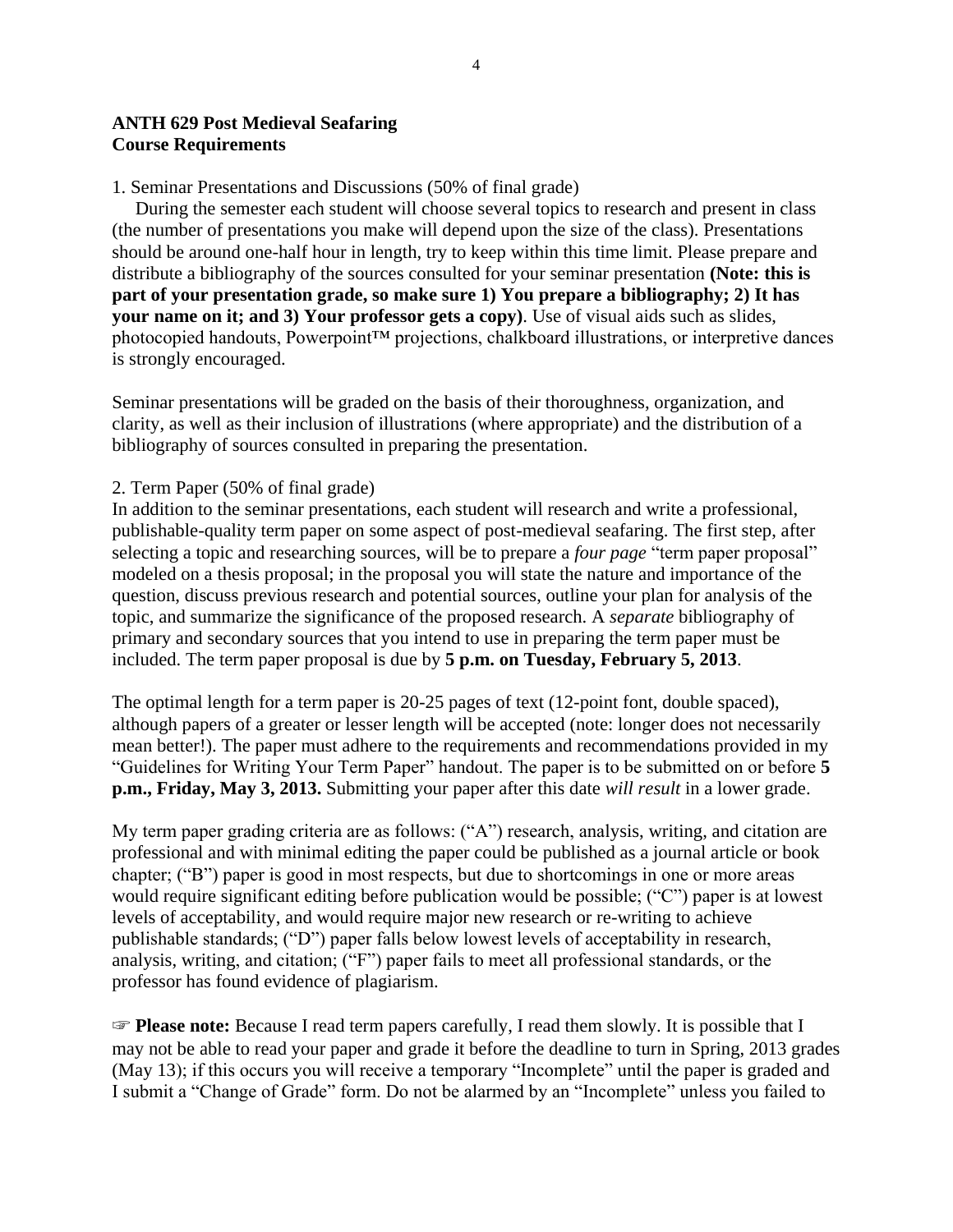**ANTH 629 Post Medieval Seafaring**
**Course Requirements**

1. Seminar Presentations and Discussions (50% of final grade)

During the semester each student will choose several topics to research and present in class (the number of presentations you make will depend upon the size of the class). Presentations should be around one-half hour in length, try to keep within this time limit. Please prepare and distribute a bibliography of the sources consulted for your seminar presentation **(Note: this is part of your presentation grade, so make sure 1) You prepare a bibliography; 2) It has your name on it; and 3) Your professor gets a copy)**. Use of visual aids such as slides, photocopied handouts, Powerpoint™ projections, chalkboard illustrations, or interpretive dances is strongly encouraged.

Seminar presentations will be graded on the basis of their thoroughness, organization, and clarity, as well as their inclusion of illustrations (where appropriate) and the distribution of a bibliography of sources consulted in preparing the presentation.

2. Term Paper (50% of final grade)

In addition to the seminar presentations, each student will research and write a professional, publishable-quality term paper on some aspect of post-medieval seafaring. The first step, after selecting a topic and researching sources, will be to prepare a *four page* "term paper proposal" modeled on a thesis proposal; in the proposal you will state the nature and importance of the question, discuss previous research and potential sources, outline your plan for analysis of the topic, and summarize the significance of the proposed research. A *separate* bibliography of primary and secondary sources that you intend to use in preparing the term paper must be included. The term paper proposal is due by **5 p.m. on Tuesday, February 5, 2013**.

The optimal length for a term paper is 20-25 pages of text (12-point font, double spaced), although papers of a greater or lesser length will be accepted (note: longer does not necessarily mean better!). The paper must adhere to the requirements and recommendations provided in my "Guidelines for Writing Your Term Paper" handout. The paper is to be submitted on or before **5 p.m., Friday, May 3, 2013.** Submitting your paper after this date *will result* in a lower grade.

My term paper grading criteria are as follows: ("A") research, analysis, writing, and citation are professional and with minimal editing the paper could be published as a journal article or book chapter; ("B") paper is good in most respects, but due to shortcomings in one or more areas would require significant editing before publication would be possible; ("C") paper is at lowest levels of acceptability, and would require major new research or re-writing to achieve publishable standards; ("D") paper falls below lowest levels of acceptability in research, analysis, writing, and citation; ("F") paper fails to meet all professional standards, or the professor has found evidence of plagiarism.

☞ **Please note:** Because I read term papers carefully, I read them slowly. It is possible that I may not be able to read your paper and grade it before the deadline to turn in Spring, 2013 grades (May 13); if this occurs you will receive a temporary "Incomplete" until the paper is graded and I submit a "Change of Grade" form. Do not be alarmed by an "Incomplete" unless you failed to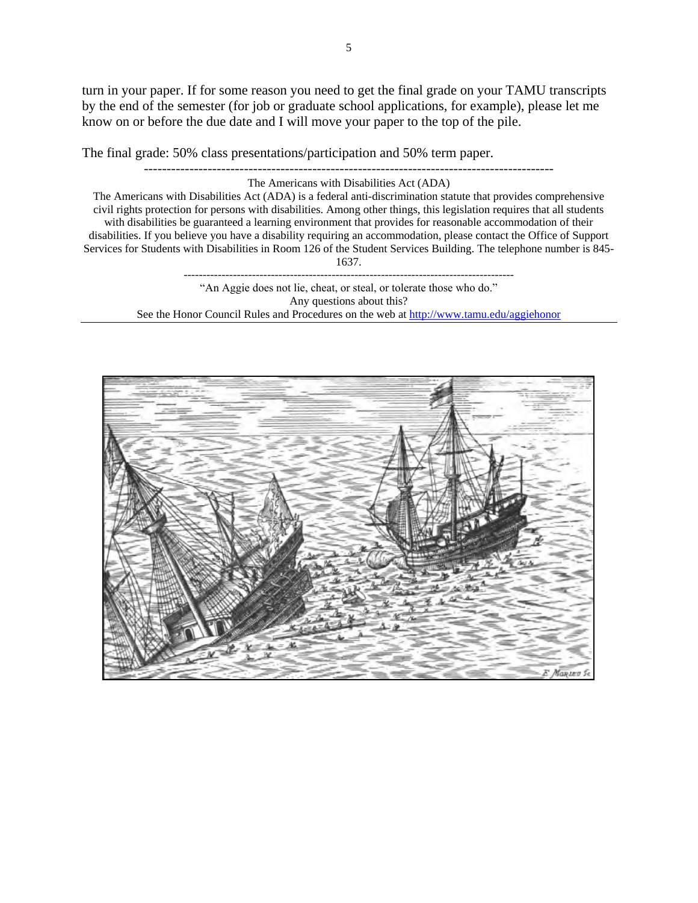turn in your paper. If for some reason you need to get the final grade on your TAMU transcripts by the end of the semester (for job or graduate school applications, for example), please let me know on or before the due date and I will move your paper to the top of the pile.

The final grade: 50% class presentations/participation and 50% term paper.

---

The Americans with Disabilities Act (ADA)

The Americans with Disabilities Act (ADA) is a federal anti-discrimination statute that provides comprehensive civil rights protection for persons with disabilities. Among other things, this legislation requires that all students with disabilities be guaranteed a learning environment that provides for reasonable accommodation of their disabilities. If you believe you have a disability requiring an accommodation, please contact the Office of Support Services for Students with Disabilities in Room 126 of the Student Services Building. The telephone number is 845-1637.

---

"An Aggie does not lie, cheat, or steal, or tolerate those who do."

Any questions about this?

See the Honor Council Rules and Procedures on the web at http://www.tamu.edu/aggiehonor

---